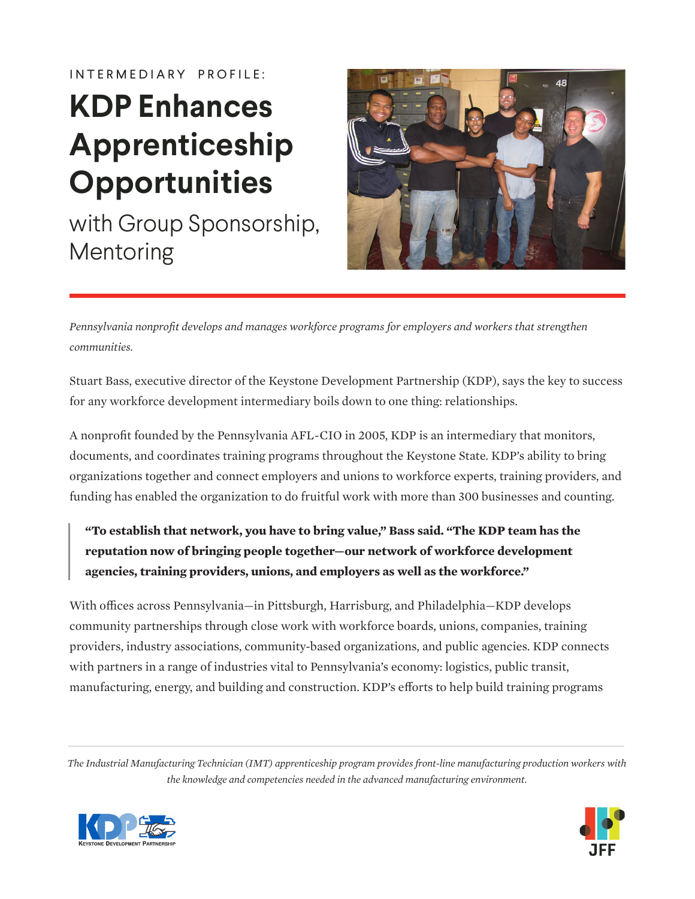INTERMEDIARY PROFILE:

# KDP Enhances Apprenticeship Opportunities

## with Group Sponsorship, Mentoring

*Pennsylvania nonprofit develops and manages workforce programs for employers and workers that strengthen communities.*

Stuart Bass, executive director of the Keystone Development Partnership (KDP), says the key to success for any workforce development intermediary boils down to one thing: relationships.

A nonprofit founded by the Pennsylvania AFL-CIO in 2005, KDP is an intermediary that monitors, documents, and coordinates training programs throughout the Keystone State. KDP's ability to bring organizations together and connect employers and unions to workforce experts, training providers, and funding has enabled the organization to do fruitful work with more than 300 businesses and counting.

> **"To establish that network, you have to bring value," Bass said. "The KDP team has the reputation now of bringing people together—our network of workforce development agencies, training providers, unions, and employers as well as the workforce."**

With offices across Pennsylvania—in Pittsburgh, Harrisburg, and Philadelphia—KDP develops community partnerships through close work with workforce boards, unions, companies, training providers, industry associations, community-based organizations, and public agencies. KDP connects with partners in a range of industries vital to Pennsylvania's economy: logistics, public transit, manufacturing, energy, and building and construction. KDP's efforts to help build training programs

*The Industrial Manufacturing Technician (IMT) apprenticeship program provides front-line manufacturing production workers with the knowledge and competencies needed in the advanced manufacturing environment.*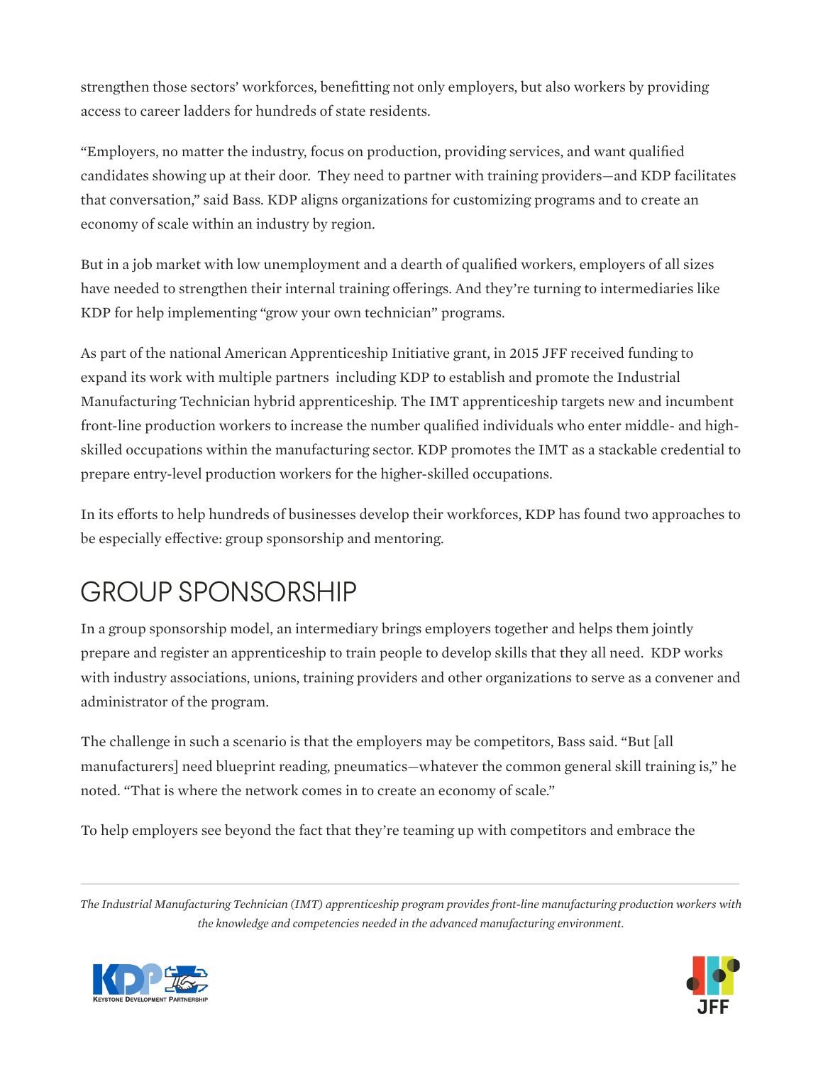strengthen those sectors' workforces, benefitting not only employers, but also workers by providing access to career ladders for hundreds of state residents.

"Employers, no matter the industry, focus on production, providing services, and want qualified candidates showing up at their door. They need to partner with training providers—and KDP facilitates that conversation," said Bass. KDP aligns organizations for customizing programs and to create an economy of scale within an industry by region.

But in a job market with low unemployment and a dearth of qualified workers, employers of all sizes have needed to strengthen their internal training offerings. And they're turning to intermediaries like KDP for help implementing "grow your own technician" programs.

As part of the national American Apprenticeship Initiative grant, in 2015 JFF received funding to expand its work with multiple partners including KDP to establish and promote the Industrial Manufacturing Technician hybrid apprenticeship. The IMT apprenticeship targets new and incumbent front-line production workers to increase the number qualified individuals who enter middle- and high-skilled occupations within the manufacturing sector. KDP promotes the IMT as a stackable credential to prepare entry-level production workers for the higher-skilled occupations.

In its efforts to help hundreds of businesses develop their workforces, KDP has found two approaches to be especially effective: group sponsorship and mentoring.

## GROUP SPONSORSHIP

In a group sponsorship model, an intermediary brings employers together and helps them jointly prepare and register an apprenticeship to train people to develop skills that they all need. KDP works with industry associations, unions, training providers and other organizations to serve as a convener and administrator of the program.

The challenge in such a scenario is that the employers may be competitors, Bass said. "But [all manufacturers] need blueprint reading, pneumatics—whatever the common general skill training is," he noted. "That is where the network comes in to create an economy of scale."

To help employers see beyond the fact that they're teaming up with competitors and embrace the

*The Industrial Manufacturing Technician (IMT) apprenticeship program provides front-line manufacturing production workers with the knowledge and competencies needed in the advanced manufacturing environment.*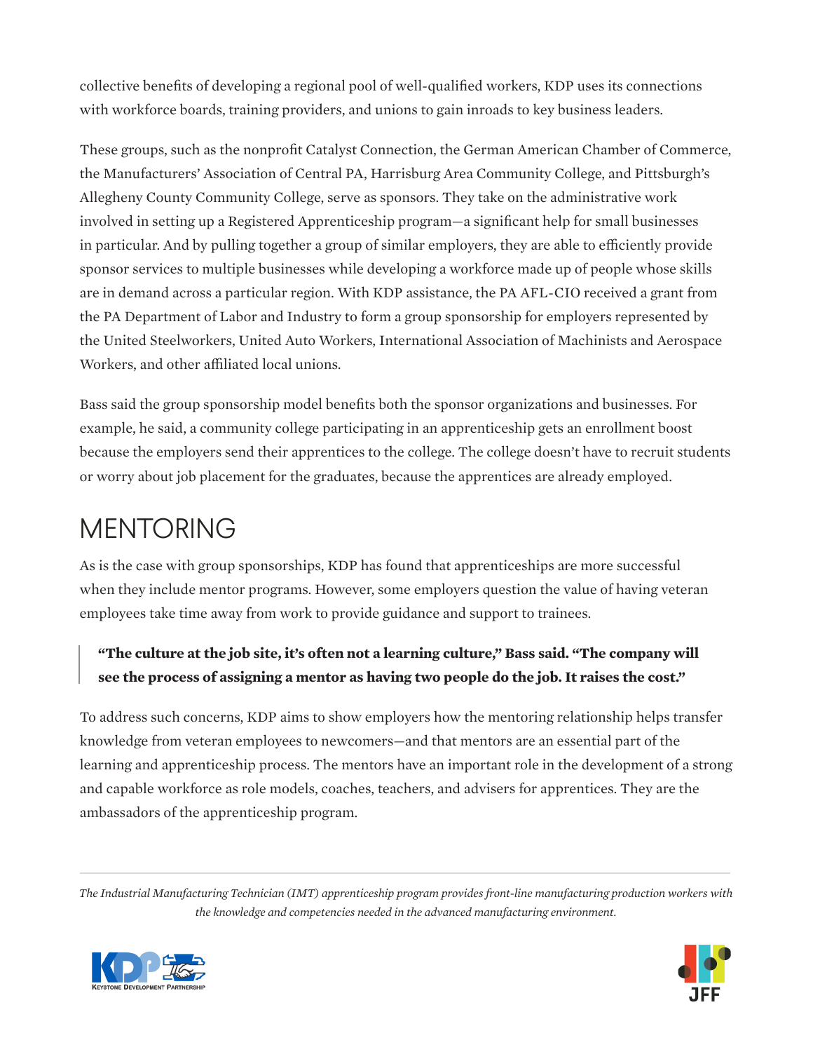collective benefits of developing a regional pool of well-qualified workers, KDP uses its connections with workforce boards, training providers, and unions to gain inroads to key business leaders.

These groups, such as the nonprofit Catalyst Connection, the German American Chamber of Commerce, the Manufacturers' Association of Central PA, Harrisburg Area Community College, and Pittsburgh's Allegheny County Community College, serve as sponsors. They take on the administrative work involved in setting up a Registered Apprenticeship program—a significant help for small businesses in particular. And by pulling together a group of similar employers, they are able to efficiently provide sponsor services to multiple businesses while developing a workforce made up of people whose skills are in demand across a particular region. With KDP assistance, the PA AFL-CIO received a grant from the PA Department of Labor and Industry to form a group sponsorship for employers represented by the United Steelworkers, United Auto Workers, International Association of Machinists and Aerospace Workers, and other affiliated local unions.

Bass said the group sponsorship model benefits both the sponsor organizations and businesses. For example, he said, a community college participating in an apprenticeship gets an enrollment boost because the employers send their apprentices to the college. The college doesn't have to recruit students or worry about job placement for the graduates, because the apprentices are already employed.

## MENTORING

As is the case with group sponsorships, KDP has found that apprenticeships are more successful when they include mentor programs. However, some employers question the value of having veteran employees take time away from work to provide guidance and support to trainees.

> **"The culture at the job site, it's often not a learning culture," Bass said. "The company will see the process of assigning a mentor as having two people do the job. It raises the cost."**

To address such concerns, KDP aims to show employers how the mentoring relationship helps transfer knowledge from veteran employees to newcomers—and that mentors are an essential part of the learning and apprenticeship process. The mentors have an important role in the development of a strong and capable workforce as role models, coaches, teachers, and advisers for apprentices. They are the ambassadors of the apprenticeship program.

*The Industrial Manufacturing Technician (IMT) apprenticeship program provides front-line manufacturing production workers with the knowledge and competencies needed in the advanced manufacturing environment.*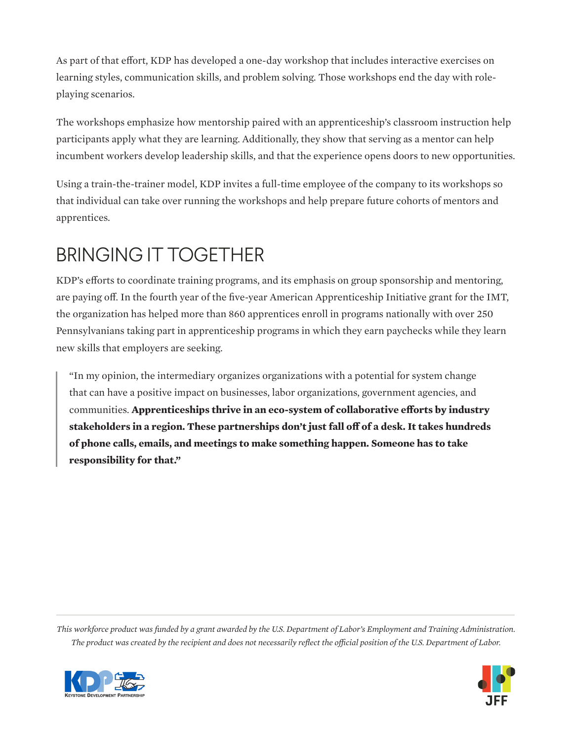As part of that effort, KDP has developed a one-day workshop that includes interactive exercises on learning styles, communication skills, and problem solving. Those workshops end the day with role-playing scenarios.

The workshops emphasize how mentorship paired with an apprenticeship's classroom instruction help participants apply what they are learning. Additionally, they show that serving as a mentor can help incumbent workers develop leadership skills, and that the experience opens doors to new opportunities.

Using a train-the-trainer model, KDP invites a full-time employee of the company to its workshops so that individual can take over running the workshops and help prepare future cohorts of mentors and apprentices.

## BRINGING IT TOGETHER

KDP's efforts to coordinate training programs, and its emphasis on group sponsorship and mentoring, are paying off. In the fourth year of the five-year American Apprenticeship Initiative grant for the IMT, the organization has helped more than 860 apprentices enroll in programs nationally with over 250 Pennsylvanians taking part in apprenticeship programs in which they earn paychecks while they learn new skills that employers are seeking.

> "In my opinion, the intermediary organizes organizations with a potential for system change that can have a positive impact on businesses, labor organizations, government agencies, and communities. **Apprenticeships thrive in an eco-system of collaborative efforts by industry stakeholders in a region. These partnerships don't just fall off of a desk. It takes hundreds of phone calls, emails, and meetings to make something happen. Someone has to take responsibility for that."**

*This workforce product was funded by a grant awarded by the U.S. Department of Labor's Employment and Training Administration. The product was created by the recipient and does not necessarily reflect the official position of the U.S. Department of Labor.*

KDP Keystone Development Partnership

JFF